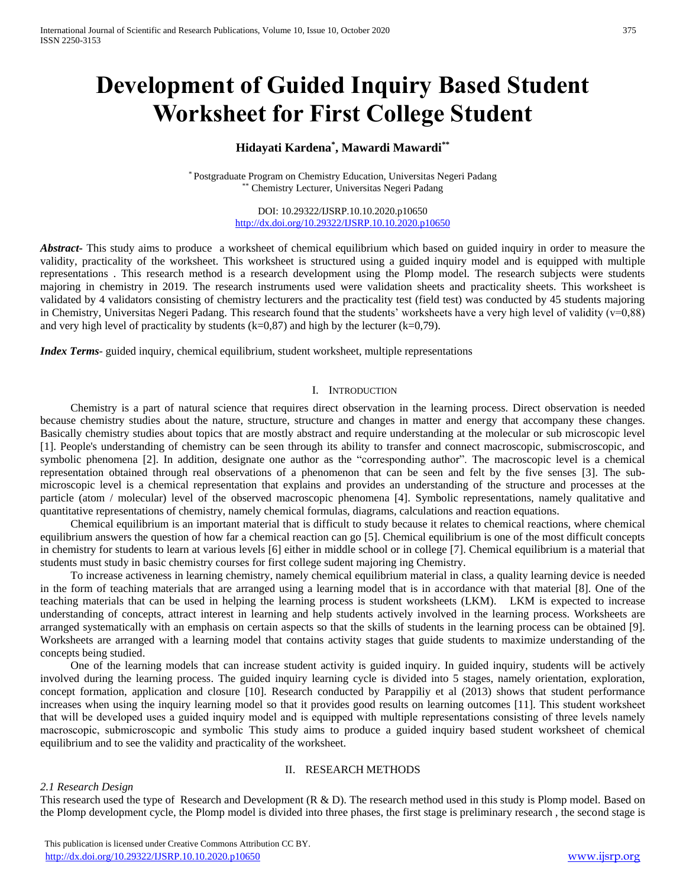# Development of Guided Inquiry Based Student Worksheet for First College Student

**Hidayati Kardena[*], Mawardi Mawardi[**]**

[*] Postgraduate Program on Chemistry Education, Universitas Negeri Padang
[**] Chemistry Lecturer, Universitas Negeri Padang

DOI: 10.29322/IJSRP.10.10.2020.p10650
http://dx.doi.org/10.29322/IJSRP.10.10.2020.p10650

***Abstract***- This study aims to produce a worksheet of chemical equilibrium which based on guided inquiry in order to measure the validity, practicality of the worksheet. This worksheet is structured using a guided inquiry model and is equipped with multiple representations . This research method is a research development using the Plomp model. The research subjects were students majoring in chemistry in 2019. The research instruments used were validation sheets and practicality sheets. This worksheet is validated by 4 validators consisting of chemistry lecturers and the practicality test (field test) was conducted by 45 students majoring in Chemistry, Universitas Negeri Padang. This research found that the students' worksheets have a very high level of validity (v=0,88) and very high level of practicality by students (k=0,87) and high by the lecturer (k=0,79).

***Index Terms***- guided inquiry, chemical equilibrium, student worksheet, multiple representations

## I. Introduction

Chemistry is a part of natural science that requires direct observation in the learning process. Direct observation is needed because chemistry studies about the nature, structure, structure and changes in matter and energy that accompany these changes. Basically chemistry studies about topics that are mostly abstract and require understanding at the molecular or sub microscopic level [1]. People's understanding of chemistry can be seen through its ability to transfer and connect macroscopic, submiscroscopic, and symbolic phenomena [2]. In addition, designate one author as the "corresponding author". The macroscopic level is a chemical representation obtained through real observations of a phenomenon that can be seen and felt by the five senses [3]. The sub-microscopic level is a chemical representation that explains and provides an understanding of the structure and processes at the particle (atom / molecular) level of the observed macroscopic phenomena [4]. Symbolic representations, namely qualitative and quantitative representations of chemistry, namely chemical formulas, diagrams, calculations and reaction equations.

Chemical equilibrium is an important material that is difficult to study because it relates to chemical reactions, where chemical equilibrium answers the question of how far a chemical reaction can go [5]. Chemical equilibrium is one of the most difficult concepts in chemistry for students to learn at various levels [6] either in middle school or in college [7]. Chemical equilibrium is a material that students must study in basic chemistry courses for first college sudent majoring ing Chemistry.

To increase activeness in learning chemistry, namely chemical equilibrium material in class, a quality learning device is needed in the form of teaching materials that are arranged using a learning model that is in accordance with that material [8]. One of the teaching materials that can be used in helping the learning process is student worksheets (LKM). LKM is expected to increase understanding of concepts, attract interest in learning and help students actively involved in the learning process. Worksheets are arranged systematically with an emphasis on certain aspects so that the skills of students in the learning process can be obtained [9]. Worksheets are arranged with a learning model that contains activity stages that guide students to maximize understanding of the concepts being studied.

One of the learning models that can increase student activity is guided inquiry. In guided inquiry, students will be actively involved during the learning process. The guided inquiry learning cycle is divided into 5 stages, namely orientation, exploration, concept formation, application and closure [10]. Research conducted by Parappiliy et al (2013) shows that student performance increases when using the inquiry learning model so that it provides good results on learning outcomes [11]. This student worksheet that will be developed uses a guided inquiry model and is equipped with multiple representations consisting of three levels namely macroscopic, submicroscopic and symbolic This study aims to produce a guided inquiry based student worksheet of chemical equilibrium and to see the validity and practicality of the worksheet.

## II. Research Methods

### *2.1 Research Design*

This research used the type of Research and Development (R & D). The research method used in this study is Plomp model. Based on the Plomp development cycle, the Plomp model is divided into three phases, the first stage is preliminary research , the second stage is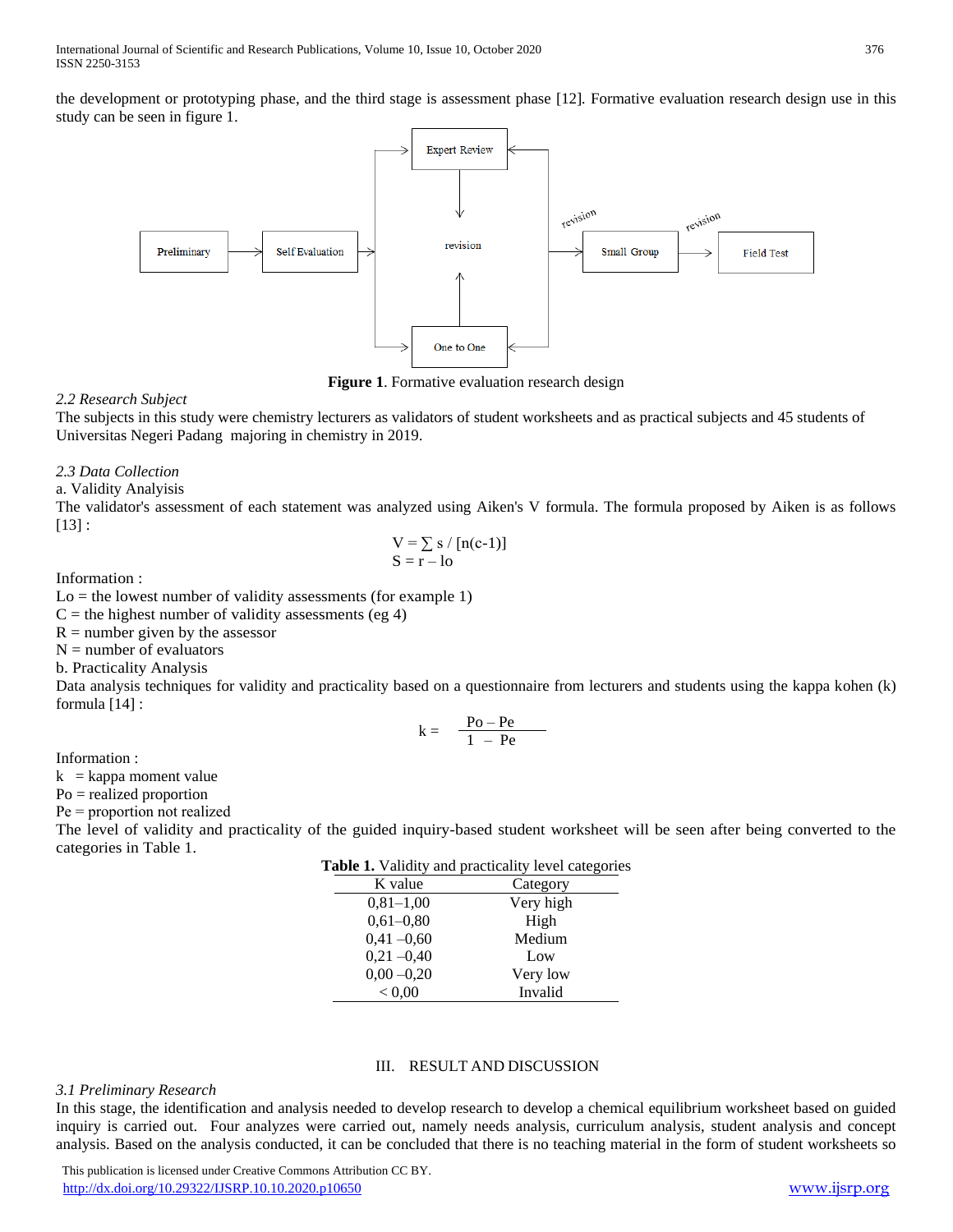the development or prototyping phase, and the third stage is assessment phase [12]. Formative evaluation research design use in this study can be seen in figure 1.

**Figure 1**. Formative evaluation research design

*2.2 Research Subject*

The subjects in this study were chemistry lecturers as validators of student worksheets and as practical subjects and 45 students of Universitas Negeri Padang majoring in chemistry in 2019.

*2.3 Data Collection*

a. Validity Analysis

The validator's assessment of each statement was analyzed using Aiken's V formula. The formula proposed by Aiken is as follows [13] :

$$V = \sum s / [n(c-1)]$$
$$S = r - lo$$

Information :

Lo = the lowest number of validity assessments (for example 1)
C = the highest number of validity assessments (eg 4)
R = number given by the assessor
N = number of evaluators

b. Practicality Analysis

Data analysis techniques for validity and practicality based on a questionnaire from lecturers and students using the kappa kohen (k) formula [14] :

$$k = \frac{Po - Pe}{1 - Pe}$$

Information :

k = kappa moment value
Po = realized proportion
Pe = proportion not realized

The level of validity and practicality of the guided inquiry-based student worksheet will be seen after being converted to the categories in Table 1.

**Table 1.** Validity and practicality level categories

| K value | Category |
|---|---|
| 0,81–1,00 | Very high |
| 0,61–0,80 | High |
| 0,41 –0,60 | Medium |
| 0,21 –0,40 | Low |
| 0,00 –0,20 | Very low |
| < 0,00 | Invalid |

## III. RESULT AND DISCUSSION

*3.1 Preliminary Research*

In this stage, the identification and analysis needed to develop research to develop a chemical equilibrium worksheet based on guided inquiry is carried out. Four analyzes were carried out, namely needs analysis, curriculum analysis, student analysis and concept analysis. Based on the analysis conducted, it can be concluded that there is no teaching material in the form of student worksheets so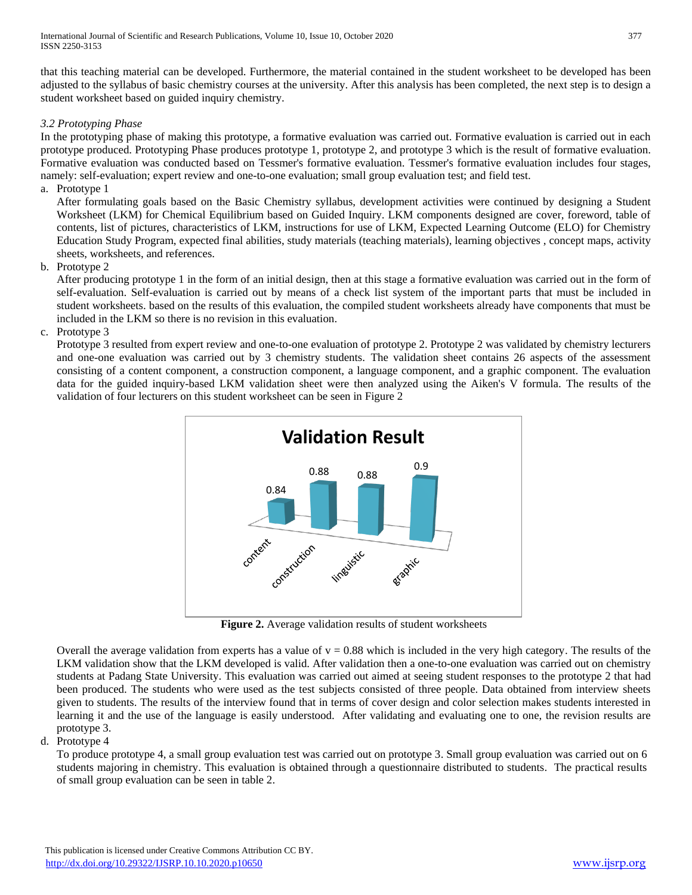that this teaching material can be developed. Furthermore, the material contained in the student worksheet to be developed has been adjusted to the syllabus of basic chemistry courses at the university. After this analysis has been completed, the next step is to design a student worksheet based on guided inquiry chemistry.

*3.2 Prototyping Phase*

In the prototyping phase of making this prototype, a formative evaluation was carried out. Formative evaluation is carried out in each prototype produced. Prototyping Phase produces prototype 1, prototype 2, and prototype 3 which is the result of formative evaluation. Formative evaluation was conducted based on Tessmer's formative evaluation. Tessmer's formative evaluation includes four stages, namely: self-evaluation; expert review and one-to-one evaluation; small group evaluation test; and field test.

a. Prototype 1

   After formulating goals based on the Basic Chemistry syllabus, development activities were continued by designing a Student Worksheet (LKM) for Chemical Equilibrium based on Guided Inquiry. LKM components designed are cover, foreword, table of contents, list of pictures, characteristics of LKM, instructions for use of LKM, Expected Learning Outcome (ELO) for Chemistry Education Study Program, expected final abilities, study materials (teaching materials), learning objectives , concept maps, activity sheets, worksheets, and references.

b. Prototype 2

   After producing prototype 1 in the form of an initial design, then at this stage a formative evaluation was carried out in the form of self-evaluation. Self-evaluation is carried out by means of a check list system of the important parts that must be included in student worksheets. based on the results of this evaluation, the compiled student worksheets already have components that must be included in the LKM so there is no revision in this evaluation.

c. Prototype 3

   Prototype 3 resulted from expert review and one-to-one evaluation of prototype 2. Prototype 2 was validated by chemistry lecturers and one-one evaluation was carried out by 3 chemistry students. The validation sheet contains 26 aspects of the assessment consisting of a content component, a construction component, a language component, and a graphic component. The evaluation data for the guided inquiry-based LKM validation sheet were then analyzed using the Aiken's V formula. The results of the validation of four lecturers on this student worksheet can be seen in Figure 2

   Validation Result

   | content | construction | linguistic | graphic |
   |---|---|---|---|
   | 0.84 | 0.88 | 0.88 | 0.9 |

   **Figure 2.** Average validation results of student worksheets

   Overall the average validation from experts has a value of $v = 0.88$ which is included in the very high category. The results of the LKM validation show that the LKM developed is valid. After validation then a one-to-one evaluation was carried out on chemistry students at Padang State University. This evaluation was carried out aimed at seeing student responses to the prototype 2 that had been produced. The students who were used as the test subjects consisted of three people. Data obtained from interview sheets given to students. The results of the interview found that in terms of cover design and color selection makes students interested in learning it and the use of the language is easily understood. After validating and evaluating one to one, the revision results are prototype 3.

d. Prototype 4

   To produce prototype 4, a small group evaluation test was carried out on prototype 3. Small group evaluation was carried out on 6 students majoring in chemistry. This evaluation is obtained through a questionnaire distributed to students. The practical results of small group evaluation can be seen in table 2.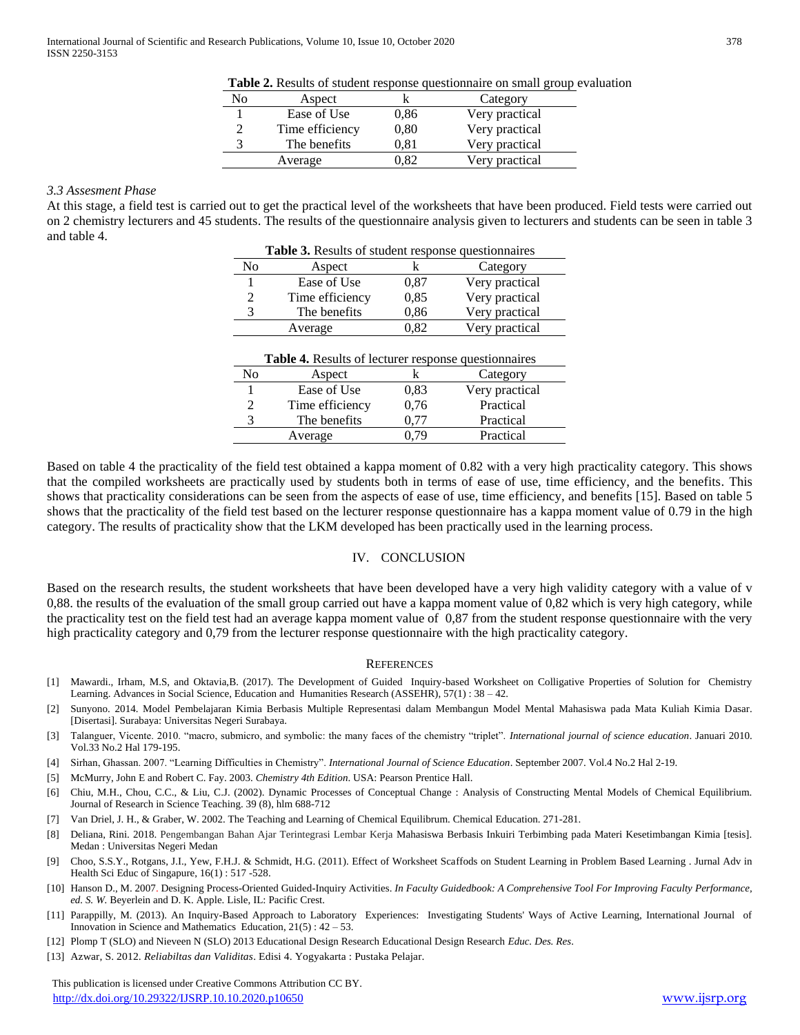**Table 2.** Results of student response questionnaire on small group evaluation

| No | Aspect | k | Category |
|---|---|---|---|
| 1 | Ease of Use | 0,86 | Very practical |
| 2 | Time efficiency | 0,80 | Very practical |
| 3 | The benefits | 0,81 | Very practical |
| | Average | 0,82 | Very practical |

*3.3 Assesment Phase*

At this stage, a field test is carried out to get the practical level of the worksheets that have been produced. Field tests were carried out on 2 chemistry lecturers and 45 students. The results of the questionnaire analysis given to lecturers and students can be seen in table 3 and table 4.

**Table 3.** Results of student response questionnaires

| No | Aspect | k | Category |
|---|---|---|---|
| 1 | Ease of Use | 0,87 | Very practical |
| 2 | Time efficiency | 0,85 | Very practical |
| 3 | The benefits | 0,86 | Very practical |
| | Average | 0,82 | Very practical |

**Table 4.** Results of lecturer response questionnaires

| No | Aspect | k | Category |
|---|---|---|---|
| 1 | Ease of Use | 0,83 | Very practical |
| 2 | Time efficiency | 0,76 | Practical |
| 3 | The benefits | 0,77 | Practical |
| | Average | 0,79 | Practical |

Based on table 4 the practicality of the field test obtained a kappa moment of 0.82 with a very high practicality category. This shows that the compiled worksheets are practically used by students both in terms of ease of use, time efficiency, and the benefits. This shows that practicality considerations can be seen from the aspects of ease of use, time efficiency, and benefits [15]. Based on table 5 shows that the practicality of the field test based on the lecturer response questionnaire has a kappa moment value of 0.79 in the high category. The results of practicality show that the LKM developed has been practically used in the learning process.

## IV. CONCLUSION

Based on the research results, the student worksheets that have been developed have a very high validity category with a value of v 0,88. the results of the evaluation of the small group carried out have a kappa moment value of 0,82 which is very high category, while the practicality test on the field test had an average kappa moment value of 0,87 from the student response questionnaire with the very high practicality category and 0,79 from the lecturer response questionnaire with the high practicality category.

## REFERENCES

[1] Mawardi., Irham, M.S, and Oktavia,B. (2017). The Development of Guided Inquiry-based Worksheet on Colligative Properties of Solution for Chemistry Learning. Advances in Social Science, Education and Humanities Research (ASSEHR), 57(1) : 38 – 42.

[2] Sunyono. 2014. Model Pembelajaran Kimia Berbasis Multiple Representasi dalam Membangun Model Mental Mahasiswa pada Mata Kuliah Kimia Dasar. [Disertasi]. Surabaya: Universitas Negeri Surabaya.

[3] Talanguer, Vicente. 2010. "macro, submicro, and symbolic: the many faces of the chemistry "triplet". *International journal of science education*. Januari 2010. Vol.33 No.2 Hal 179-195.

[4] Sirhan, Ghassan. 2007. "Learning Difficulties in Chemistry". *International Journal of Science Education*. September 2007. Vol.4 No.2 Hal 2-19.

[5] McMurry, John E and Robert C. Fay. 2003. *Chemistry 4th Edition*. USA: Pearson Prentice Hall.

[6] Chiu, M.H., Chou, C.C., & Liu, C.J. (2002). Dynamic Processes of Conceptual Change : Analysis of Constructing Mental Models of Chemical Equilibrium. Journal of Research in Science Teaching. 39 (8), hlm 688-712

[7] Van Driel, J. H., & Graber, W. 2002. The Teaching and Learning of Chemical Equilibrum. Chemical Education. 271-281.

[8] Deliana, Rini. 2018. Pengembangan Bahan Ajar Terintegrasi Lembar Kerja Mahasiswa Berbasis Inkuiri Terbimbing pada Materi Kesetimbangan Kimia [tesis]. Medan : Universitas Negeri Medan

[9] Choo, S.S.Y., Rotgans, J.I., Yew, F.H.J. & Schmidt, H.G. (2011). Effect of Worksheet Scaffods on Student Learning in Problem Based Learning . Jurnal Adv in Health Sci Educ of Singapure, 16(1) : 517 -528.

[10] Hanson D., M. 2007. Designing Process-Oriented Guided-Inquiry Activities. *In Faculty Guidebook: A Comprehensive Tool For Improving Faculty Performance, ed. S. W.* Beyerlein and D. K. Apple. Lisle, IL: Pacific Crest.

[11] Parappilly, M. (2013). An Inquiry-Based Approach to Laboratory Experiences: Investigating Students' Ways of Active Learning, International Journal of Innovation in Science and Mathematics Education, 21(5) : 42 – 53.

[12] Plomp T (SLO) and Nieveen N (SLO) 2013 Educational Design Research Educational Design Research *Educ. Des. Res*.

[13] Azwar, S. 2012. *Reliabiltas dan Validitas*. Edisi 4. Yogyakarta : Pustaka Pelajar.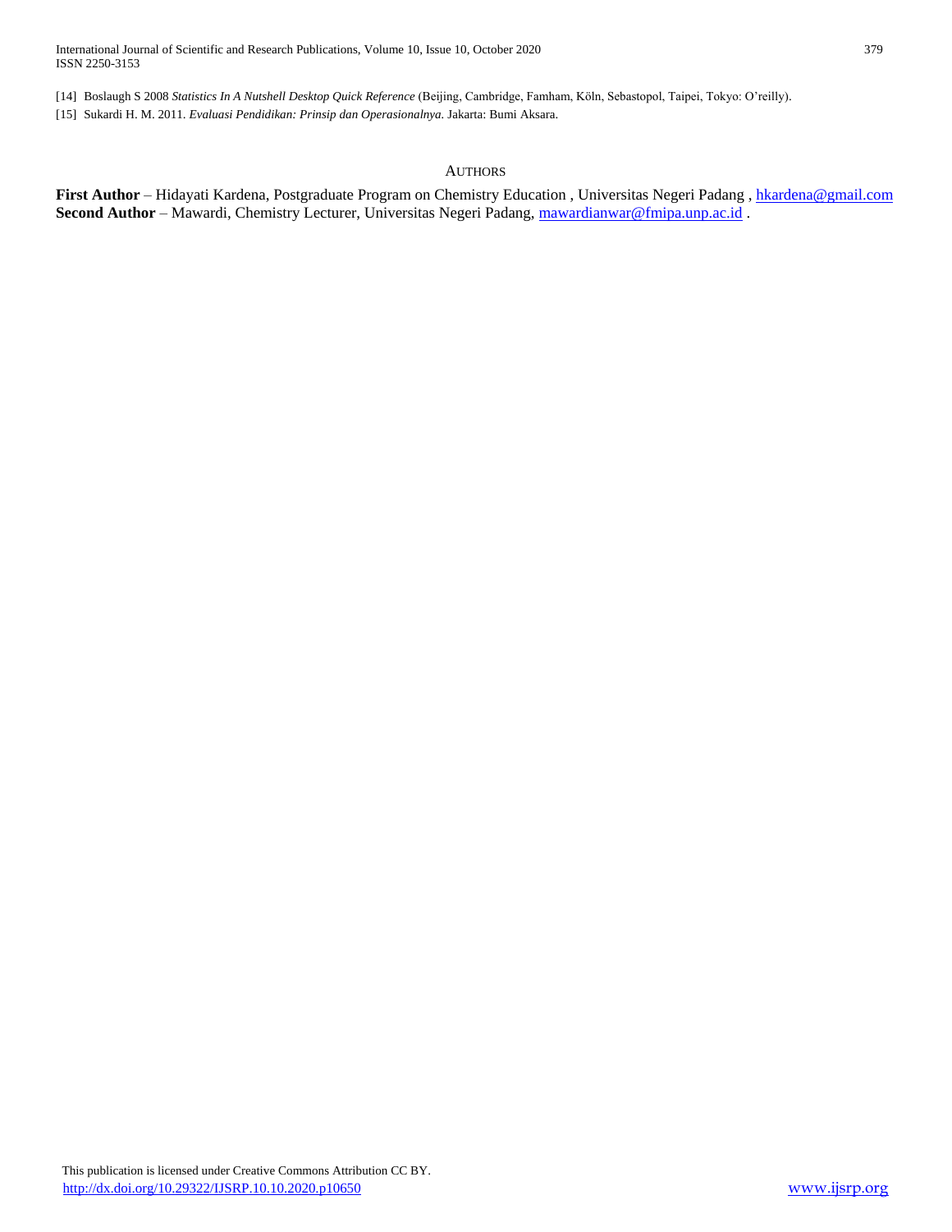[14] Boslaugh S 2008 *Statistics In A Nutshell Desktop Quick Reference* (Beijing, Cambridge, Famham, Köln, Sebastopol, Taipei, Tokyo: O'reilly).

[15] Sukardi H. M. 2011. *Evaluasi Pendidikan: Prinsip dan Operasionalnya.* Jakarta: Bumi Aksara.

## AUTHORS

**First Author** – Hidayati Kardena, Postgraduate Program on Chemistry Education , Universitas Negeri Padang , hkardena@gmail.com

**Second Author** – Mawardi, Chemistry Lecturer, Universitas Negeri Padang, mawardianwar@fmipa.unp.ac.id .

This publication is licensed under Creative Commons Attribution CC BY.
http://dx.doi.org/10.29322/IJSRP.10.10.2020.p10650